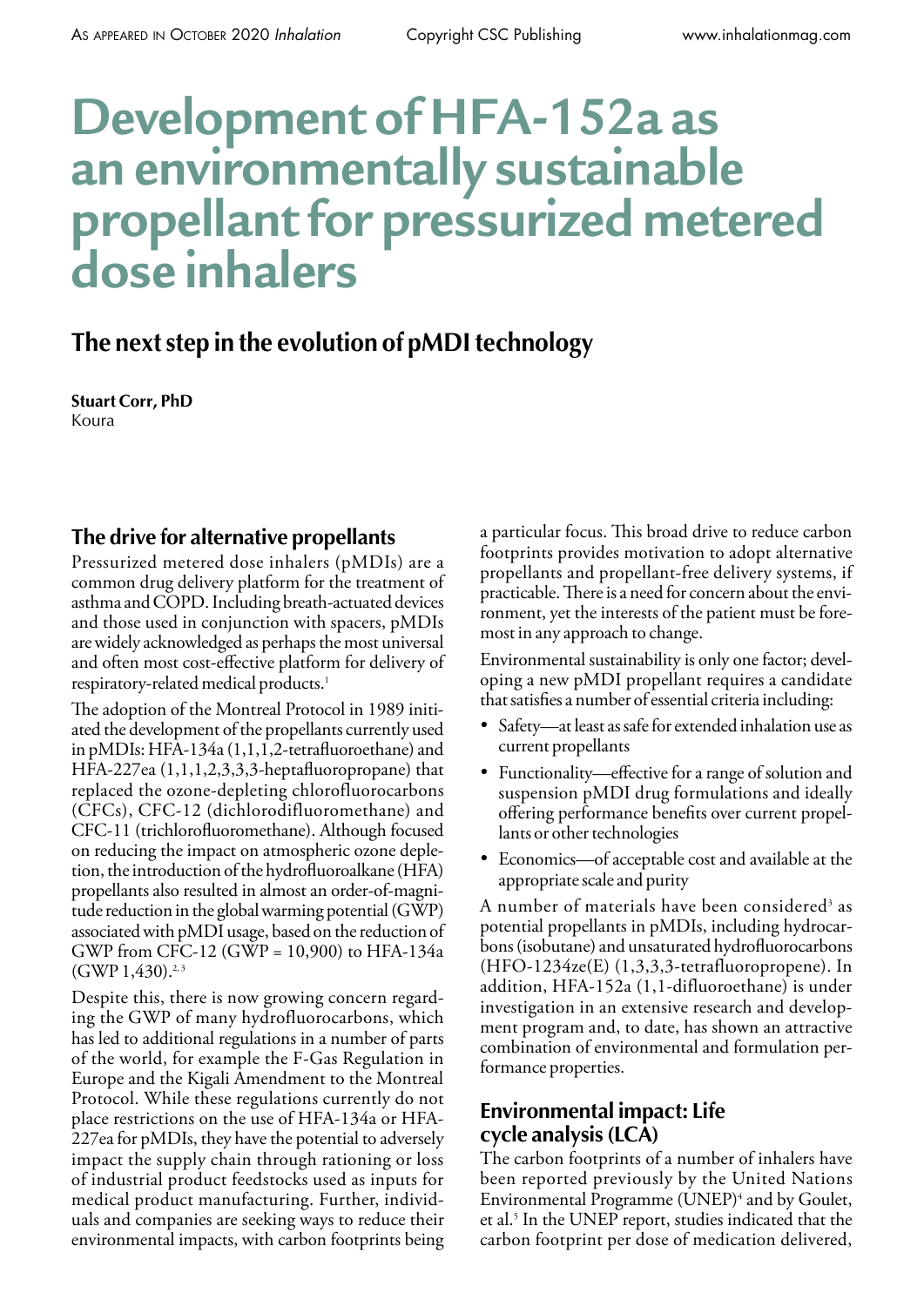# Development of HFA-152a as an environmentally sustainable propellant for pressurized metered dose inhalers

## The next step in the evolution of pMDI technology

**Stuart Corr, PhD**
Koura

### The drive for alternative propellants

Pressurized metered dose inhalers (pMDIs) are a common drug delivery platform for the treatment of asthma and COPD. Including breath-actuated devices and those used in conjunction with spacers, pMDIs are widely acknowledged as perhaps the most universal and often most cost-effective platform for delivery of respiratory-related medical products.[1]

The adoption of the Montreal Protocol in 1989 initiated the development of the propellants currently used in pMDIs: HFA-134a (1,1,1,2-tetrafluoroethane) and HFA-227ea (1,1,1,2,3,3,3-heptafluoropropane) that replaced the ozone-depleting chlorofluorocarbons (CFCs), CFC-12 (dichlorodifluoromethane) and CFC-11 (trichlorofluoromethane). Although focused on reducing the impact on atmospheric ozone depletion, the introduction of the hydrofluoroalkane (HFA) propellants also resulted in almost an order-of-magnitude reduction in the global warming potential (GWP) associated with pMDI usage, based on the reduction of GWP from CFC-12 (GWP = 10,900) to HFA-134a (GWP 1,430).[2,3]

Despite this, there is now growing concern regarding the GWP of many hydrofluorocarbons, which has led to additional regulations in a number of parts of the world, for example the F-Gas Regulation in Europe and the Kigali Amendment to the Montreal Protocol. While these regulations currently do not place restrictions on the use of HFA-134a or HFA-227ea for pMDIs, they have the potential to adversely impact the supply chain through rationing or loss of industrial product feedstocks used as inputs for medical product manufacturing. Further, individuals and companies are seeking ways to reduce their environmental impacts, with carbon footprints being a particular focus. This broad drive to reduce carbon footprints provides motivation to adopt alternative propellants and propellant-free delivery systems, if practicable. There is a need for concern about the environment, yet the interests of the patient must be foremost in any approach to change.

Environmental sustainability is only one factor; developing a new pMDI propellant requires a candidate that satisfies a number of essential criteria including:

- Safety—at least as safe for extended inhalation use as current propellants
- Functionality—effective for a range of solution and suspension pMDI drug formulations and ideally offering performance benefits over current propellants or other technologies
- Economics—of acceptable cost and available at the appropriate scale and purity

A number of materials have been considered[3] as potential propellants in pMDIs, including hydrocarbons (isobutane) and unsaturated hydrofluorocarbons (HFO-1234ze(E) (1,3,3,3-tetrafluoropropene). In addition, HFA-152a (1,1-difluoroethane) is under investigation in an extensive research and development program and, to date, has shown an attractive combination of environmental and formulation performance properties.

### Environmental impact: Life cycle analysis (LCA)

The carbon footprints of a number of inhalers have been reported previously by the United Nations Environmental Programme (UNEP)[4] and by Goulet, et al.[5] In the UNEP report, studies indicated that the carbon footprint per dose of medication delivered,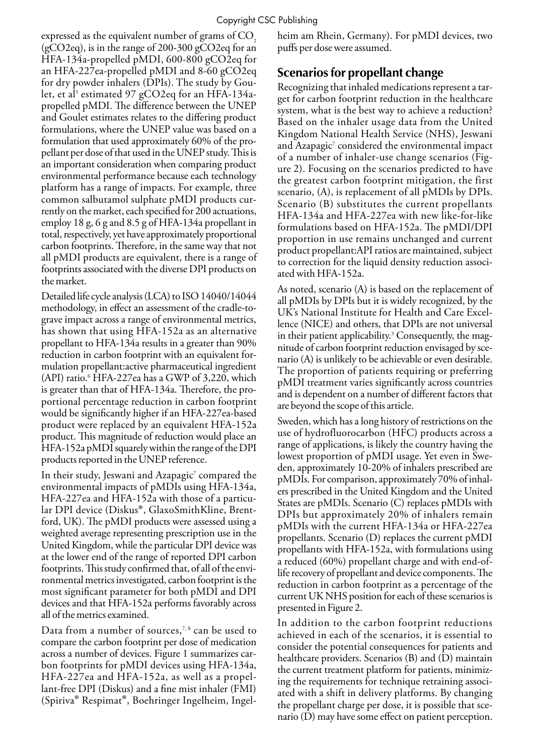expressed as the equivalent number of grams of $CO_2$ (gCO2eq), is in the range of 200-300 gCO2eq for an HFA-134a-propelled pMDI, 600-800 gCO2eq for an HFA-227ea-propelled pMDI and 8-60 gCO2eq for dry powder inhalers (DPIs). The study by Goulet, et al[5] estimated 97 gCO2eq for an HFA-134a-propelled pMDI. The difference between the UNEP and Goulet estimates relates to the differing product formulations, where the UNEP value was based on a formulation that used approximately 60% of the propellant per dose of that used in the UNEP study. This is an important consideration when comparing product environmental performance because each technology platform has a range of impacts. For example, three common salbutamol sulphate pMDI products currently on the market, each specified for 200 actuations, employ 18 g, 6 g and 8.5 g of HFA-134a propellant in total, respectively, yet have approximately proportional carbon footprints. Therefore, in the same way that not all pMDI products are equivalent, there is a range of footprints associated with the diverse DPI products on the market.

Detailed life cycle analysis (LCA) to ISO 14040/14044 methodology, in effect an assessment of the cradle-to-grave impact across a range of environmental metrics, has shown that using HFA-152a as an alternative propellant to HFA-134a results in a greater than 90% reduction in carbon footprint with an equivalent formulation propellant:active pharmaceutical ingredient (API) ratio.[6] HFA-227ea has a GWP of 3,220, which is greater than that of HFA-134a. Therefore, the proportional percentage reduction in carbon footprint would be significantly higher if an HFA-227ea-based product were replaced by an equivalent HFA-152a product. This magnitude of reduction would place an HFA-152a pMDI squarely within the range of the DPI products reported in the UNEP reference.

In their study, Jeswani and Azapagic[7] compared the environmental impacts of pMDIs using HFA-134a, HFA-227ea and HFA-152a with those of a particular DPI device (Diskus®, GlaxoSmithKline, Brentford, UK). The pMDI products were assessed using a weighted average representing prescription use in the United Kingdom, while the particular DPI device was at the lower end of the range of reported DPI carbon footprints. This study confirmed that, of all of the environmental metrics investigated, carbon footprint is the most significant parameter for both pMDI and DPI devices and that HFA-152a performs favorably across all of the metrics examined.

Data from a number of sources,[7, 8] can be used to compare the carbon footprint per dose of medication across a number of devices. Figure 1 summarizes carbon footprints for pMDI devices using HFA-134a, HFA-227ea and HFA-152a, as well as a propellant-free DPI (Diskus) and a fine mist inhaler (FMI) (Spiriva® Respimat®, Boehringer Ingelheim, Ingelheim am Rhein, Germany). For pMDI devices, two puffs per dose were assumed.

## Scenarios for propellant change

Recognizing that inhaled medications represent a target for carbon footprint reduction in the healthcare system, what is the best way to achieve a reduction? Based on the inhaler usage data from the United Kingdom National Health Service (NHS), Jeswani and Azapagic[7] considered the environmental impact of a number of inhaler-use change scenarios (Figure 2). Focusing on the scenarios predicted to have the greatest carbon footprint mitigation, the first scenario, (A), is replacement of all pMDIs by DPIs. Scenario (B) substitutes the current propellants HFA-134a and HFA-227ea with new like-for-like formulations based on HFA-152a. The pMDI/DPI proportion in use remains unchanged and current product propellant:API ratios are maintained, subject to correction for the liquid density reduction associated with HFA-152a.

As noted, scenario (A) is based on the replacement of all pMDIs by DPIs but it is widely recognized, by the UK's National Institute for Health and Care Excellence (NICE) and others, that DPIs are not universal in their patient applicability.[3] Consequently, the magnitude of carbon footprint reduction envisaged by scenario (A) is unlikely to be achievable or even desirable. The proportion of patients requiring or preferring pMDI treatment varies significantly across countries and is dependent on a number of different factors that are beyond the scope of this article.

Sweden, which has a long history of restrictions on the use of hydrofluorocarbon (HFC) products across a range of applications, is likely the country having the lowest proportion of pMDI usage. Yet even in Sweden, approximately 10-20% of inhalers prescribed are pMDIs. For comparison, approximately 70% of inhalers prescribed in the United Kingdom and the United States are pMDIs. Scenario (C) replaces pMDIs with DPIs but approximately 20% of inhalers remain pMDIs with the current HFA-134a or HFA-227ea propellants. Scenario (D) replaces the current pMDI propellants with HFA-152a, with formulations using a reduced (60%) propellant charge and with end-of-life recovery of propellant and device components. The reduction in carbon footprint as a percentage of the current UK NHS position for each of these scenarios is presented in Figure 2.

In addition to the carbon footprint reductions achieved in each of the scenarios, it is essential to consider the potential consequences for patients and healthcare providers. Scenarios (B) and (D) maintain the current treatment platform for patients, minimizing the requirements for technique retraining associated with a shift in delivery platforms. By changing the propellant charge per dose, it is possible that scenario (D) may have some effect on patient perception.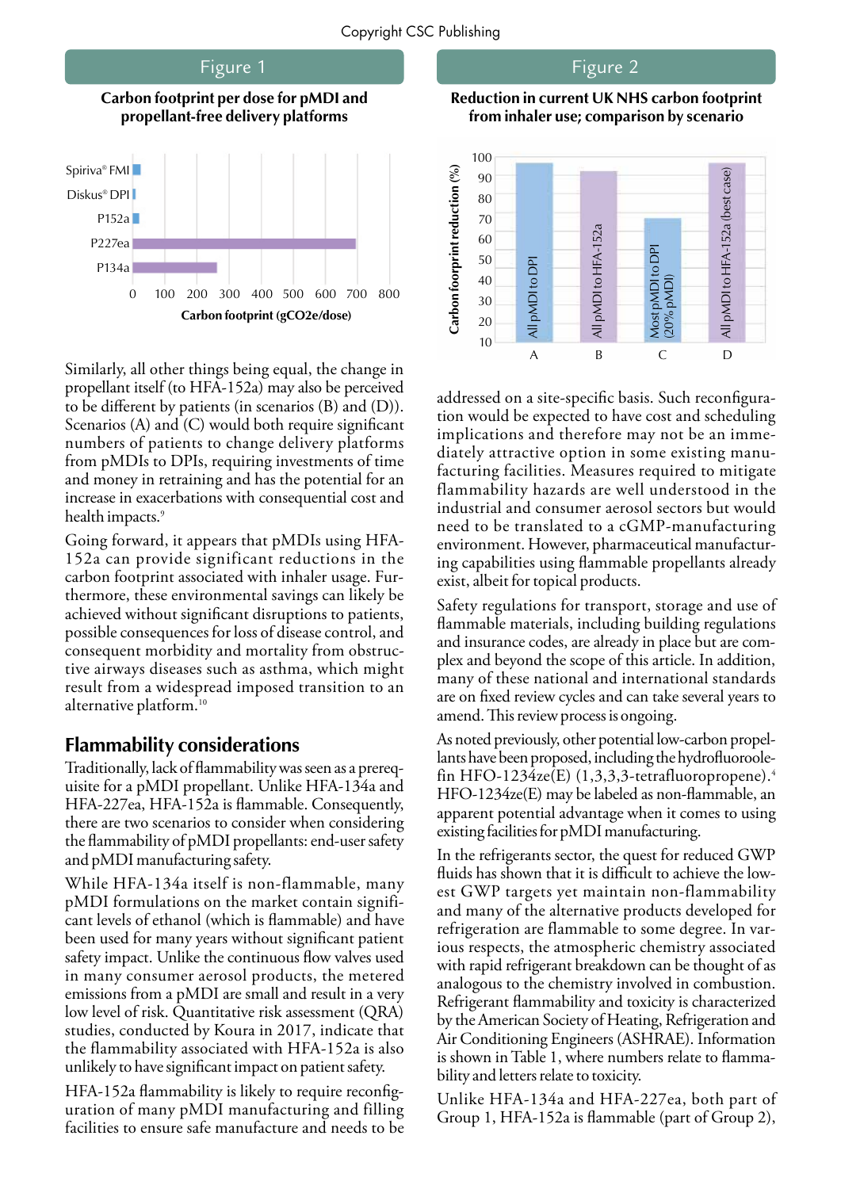Figure 1

**Carbon footprint per dose for pMDI and propellant-free delivery platforms**

Figure 2

**Reduction in current UK NHS carbon footprint from inhaler use; comparison by scenario**

Similarly, all other things being equal, the change in propellant itself (to HFA-152a) may also be perceived to be different by patients (in scenarios (B) and (D)). Scenarios (A) and (C) would both require significant numbers of patients to change delivery platforms from pMDIs to DPIs, requiring investments of time and money in retraining and has the potential for an increase in exacerbations with consequential cost and health impacts.[9]

Going forward, it appears that pMDIs using HFA-152a can provide significant reductions in the carbon footprint associated with inhaler usage. Furthermore, these environmental savings can likely be achieved without significant disruptions to patients, possible consequences for loss of disease control, and consequent morbidity and mortality from obstructive airways diseases such as asthma, which might result from a widespread imposed transition to an alternative platform.[10]

## Flammability considerations

Traditionally, lack of flammability was seen as a prerequisite for a pMDI propellant. Unlike HFA-134a and HFA-227ea, HFA-152a is flammable. Consequently, there are two scenarios to consider when considering the flammability of pMDI propellants: end-user safety and pMDI manufacturing safety.

While HFA-134a itself is non-flammable, many pMDI formulations on the market contain significant levels of ethanol (which is flammable) and have been used for many years without significant patient safety impact. Unlike the continuous flow valves used in many consumer aerosol products, the metered emissions from a pMDI are small and result in a very low level of risk. Quantitative risk assessment (QRA) studies, conducted by Koura in 2017, indicate that the flammability associated with HFA-152a is also unlikely to have significant impact on patient safety.

HFA-152a flammability is likely to require reconfiguration of many pMDI manufacturing and filling facilities to ensure safe manufacture and needs to be addressed on a site-specific basis. Such reconfiguration would be expected to have cost and scheduling implications and therefore may not be an immediately attractive option in some existing manufacturing facilities. Measures required to mitigate flammability hazards are well understood in the industrial and consumer aerosol sectors but would need to be translated to a cGMP-manufacturing environment. However, pharmaceutical manufacturing capabilities using flammable propellants already exist, albeit for topical products.

Safety regulations for transport, storage and use of flammable materials, including building regulations and insurance codes, are already in place but are complex and beyond the scope of this article. In addition, many of these national and international standards are on fixed review cycles and can take several years to amend. This review process is ongoing.

As noted previously, other potential low-carbon propellants have been proposed, including the hydrofluoroolefin HFO-1234ze(E) (1,3,3,3-tetrafluoropropene).[4] HFO-1234ze(E) may be labeled as non-flammable, an apparent potential advantage when it comes to using existing facilities for pMDI manufacturing.

In the refrigerants sector, the quest for reduced GWP fluids has shown that it is difficult to achieve the lowest GWP targets yet maintain non-flammability and many of the alternative products developed for refrigeration are flammable to some degree. In various respects, the atmospheric chemistry associated with rapid refrigerant breakdown can be thought of as analogous to the chemistry involved in combustion. Refrigerant flammability and toxicity is characterized by the American Society of Heating, Refrigeration and Air Conditioning Engineers (ASHRAE). Information is shown in Table 1, where numbers relate to flammability and letters relate to toxicity.

Unlike HFA-134a and HFA-227ea, both part of Group 1, HFA-152a is flammable (part of Group 2),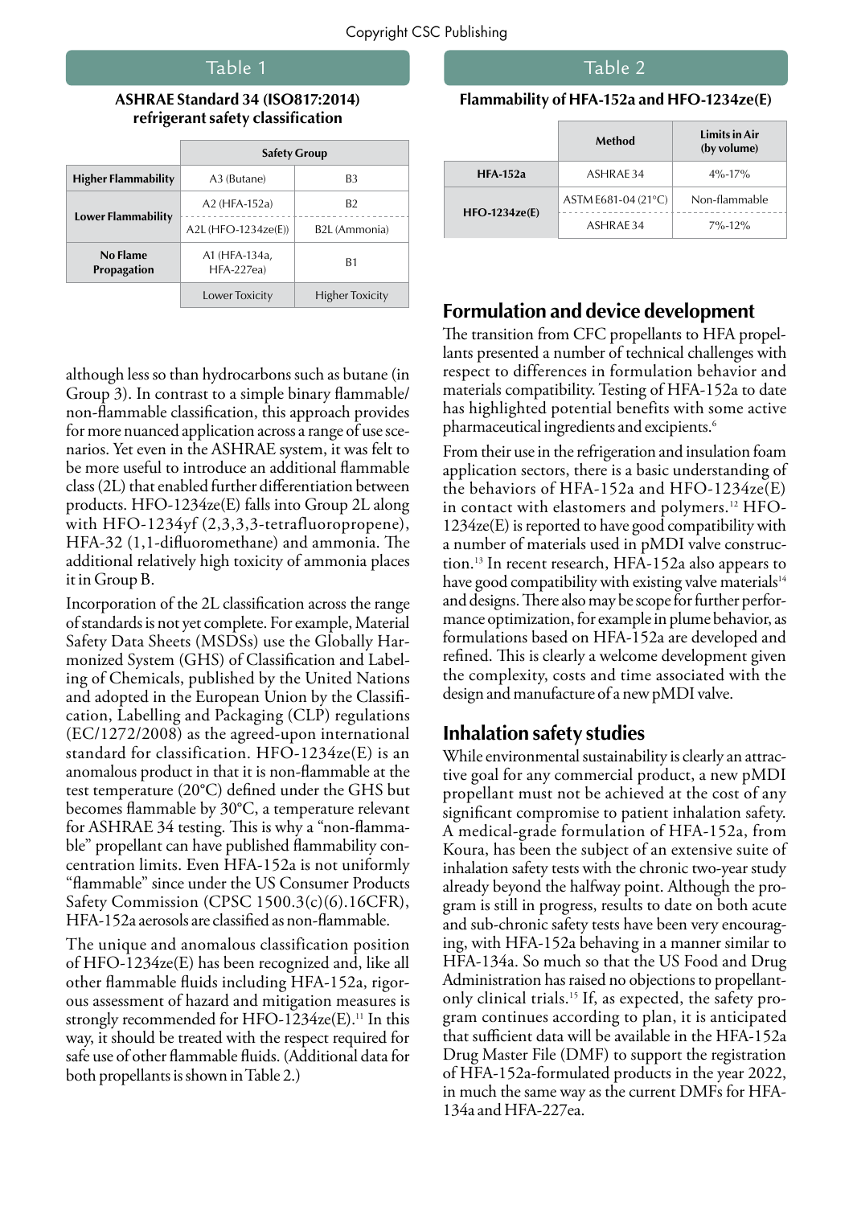Table 1

**ASHRAE Standard 34 (ISO817:2014) refrigerant safety classification**

| | Safety Group | |
|---|---|---|
| **Higher Flammability** | A3 (Butane) | B3 |
| **Lower Flammability** | A2 (HFA-152a) | B2 |
| | A2L (HFO-1234ze(E)) | B2L (Ammonia) |
| **No Flame Propagation** | A1 (HFA-134a, HFA-227ea) | B1 |
| | Lower Toxicity | Higher Toxicity |

Table 2

**Flammability of HFA-152a and HFO-1234ze(E)**

| | Method | Limits in Air (by volume) |
|---|---|---|
| **HFA-152a** | ASHRAE 34 | 4%-17% |
| **HFO-1234ze(E)** | ASTM E681-04 (21°C) | Non-flammable |
| | ASHRAE 34 | 7%-12% |

although less so than hydrocarbons such as butane (in Group 3). In contrast to a simple binary flammable/non-flammable classification, this approach provides for more nuanced application across a range of use scenarios. Yet even in the ASHRAE system, it was felt to be more useful to introduce an additional flammable class (2L) that enabled further differentiation between products. HFO-1234ze(E) falls into Group 2L along with HFO-1234yf (2,3,3,3-tetrafluoropropene), HFA-32 (1,1-difluoromethane) and ammonia. The additional relatively high toxicity of ammonia places it in Group B.

Incorporation of the 2L classification across the range of standards is not yet complete. For example, Material Safety Data Sheets (MSDSs) use the Globally Harmonized System (GHS) of Classification and Labeling of Chemicals, published by the United Nations and adopted in the European Union by the Classification, Labelling and Packaging (CLP) regulations (EC/1272/2008) as the agreed-upon international standard for classification. HFO-1234ze(E) is an anomalous product in that it is non-flammable at the test temperature (20°C) defined under the GHS but becomes flammable by 30°C, a temperature relevant for ASHRAE 34 testing. This is why a "non-flammable" propellant can have published flammability concentration limits. Even HFA-152a is not uniformly "flammable" since under the US Consumer Products Safety Commission (CPSC 1500.3(c)(6).16CFR), HFA-152a aerosols are classified as non-flammable.

The unique and anomalous classification position of HFO-1234ze(E) has been recognized and, like all other flammable fluids including HFA-152a, rigorous assessment of hazard and mitigation measures is strongly recommended for HFO-1234ze(E).[11] In this way, it should be treated with the respect required for safe use of other flammable fluids. (Additional data for both propellants is shown in Table 2.)

## Formulation and device development

The transition from CFC propellants to HFA propellants presented a number of technical challenges with respect to differences in formulation behavior and materials compatibility. Testing of HFA-152a to date has highlighted potential benefits with some active pharmaceutical ingredients and excipients.[6]

From their use in the refrigeration and insulation foam application sectors, there is a basic understanding of the behaviors of HFA-152a and HFO-1234ze(E) in contact with elastomers and polymers.[12] HFO-1234ze(E) is reported to have good compatibility with a number of materials used in pMDI valve construction.[13] In recent research, HFA-152a also appears to have good compatibility with existing valve materials[14] and designs. There also may be scope for further performance optimization, for example in plume behavior, as formulations based on HFA-152a are developed and refined. This is clearly a welcome development given the complexity, costs and time associated with the design and manufacture of a new pMDI valve.

## Inhalation safety studies

While environmental sustainability is clearly an attractive goal for any commercial product, a new pMDI propellant must not be achieved at the cost of any significant compromise to patient inhalation safety. A medical-grade formulation of HFA-152a, from Koura, has been the subject of an extensive suite of inhalation safety tests with the chronic two-year study already beyond the halfway point. Although the program is still in progress, results to date on both acute and sub-chronic safety tests have been very encouraging, with HFA-152a behaving in a manner similar to HFA-134a. So much so that the US Food and Drug Administration has raised no objections to propellant-only clinical trials.[15] If, as expected, the safety program continues according to plan, it is anticipated that sufficient data will be available in the HFA-152a Drug Master File (DMF) to support the registration of HFA-152a-formulated products in the year 2022, in much the same way as the current DMFs for HFA-134a and HFA-227ea.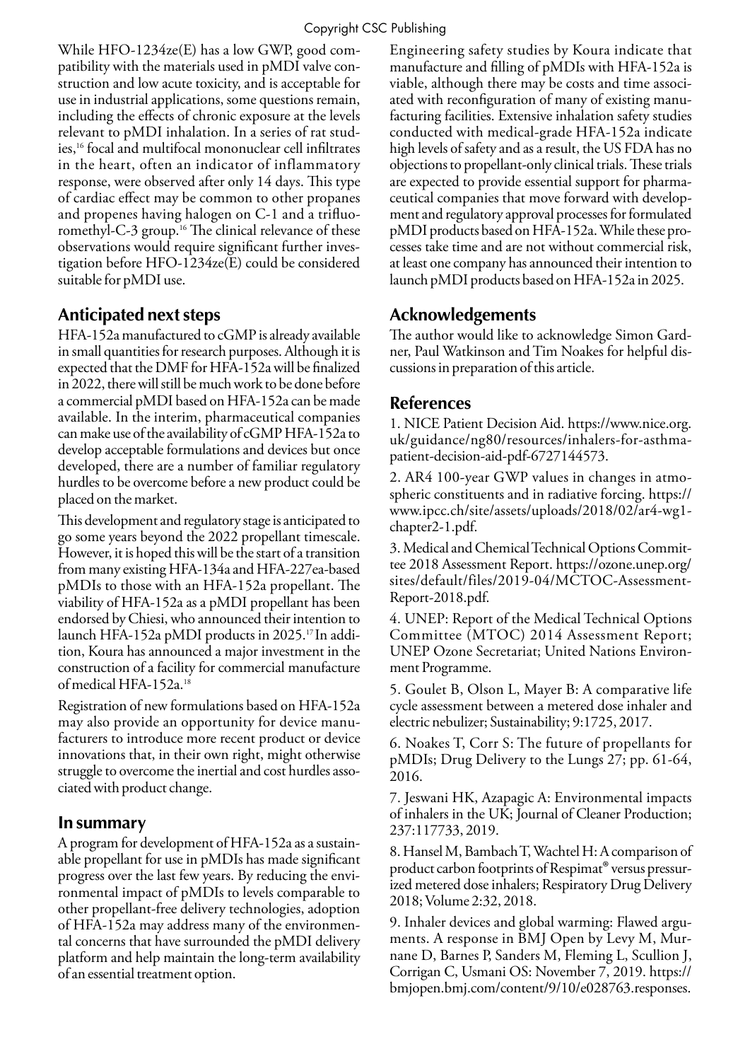While HFO-1234ze(E) has a low GWP, good compatibility with the materials used in pMDI valve construction and low acute toxicity, and is acceptable for use in industrial applications, some questions remain, including the effects of chronic exposure at the levels relevant to pMDI inhalation. In a series of rat studies,[16] focal and multifocal mononuclear cell infiltrates in the heart, often an indicator of inflammatory response, were observed after only 14 days. This type of cardiac effect may be common to other propanes and propenes having halogen on C-1 and a trifluoromethyl-C-3 group.[16] The clinical relevance of these observations would require significant further investigation before HFO-1234ze(E) could be considered suitable for pMDI use.

## Anticipated next steps

HFA-152a manufactured to cGMP is already available in small quantities for research purposes. Although it is expected that the DMF for HFA-152a will be finalized in 2022, there will still be much work to be done before a commercial pMDI based on HFA-152a can be made available. In the interim, pharmaceutical companies can make use of the availability of cGMP HFA-152a to develop acceptable formulations and devices but once developed, there are a number of familiar regulatory hurdles to be overcome before a new product could be placed on the market.

This development and regulatory stage is anticipated to go some years beyond the 2022 propellant timescale. However, it is hoped this will be the start of a transition from many existing HFA-134a and HFA-227ea-based pMDIs to those with an HFA-152a propellant. The viability of HFA-152a as a pMDI propellant has been endorsed by Chiesi, who announced their intention to launch HFA-152a pMDI products in 2025.[17] In addition, Koura has announced a major investment in the construction of a facility for commercial manufacture of medical HFA-152a.[18]

Registration of new formulations based on HFA-152a may also provide an opportunity for device manufacturers to introduce more recent product or device innovations that, in their own right, might otherwise struggle to overcome the inertial and cost hurdles associated with product change.

## In summary

A program for development of HFA-152a as a sustainable propellant for use in pMDIs has made significant progress over the last few years. By reducing the environmental impact of pMDIs to levels comparable to other propellant-free delivery technologies, adoption of HFA-152a may address many of the environmental concerns that have surrounded the pMDI delivery platform and help maintain the long-term availability of an essential treatment option.

Engineering safety studies by Koura indicate that manufacture and filling of pMDIs with HFA-152a is viable, although there may be costs and time associated with reconfiguration of many of existing manufacturing facilities. Extensive inhalation safety studies conducted with medical-grade HFA-152a indicate high levels of safety and as a result, the US FDA has no objections to propellant-only clinical trials. These trials are expected to provide essential support for pharmaceutical companies that move forward with development and regulatory approval processes for formulated pMDI products based on HFA-152a. While these processes take time and are not without commercial risk, at least one company has announced their intention to launch pMDI products based on HFA-152a in 2025.

## Acknowledgements

The author would like to acknowledge Simon Gardner, Paul Watkinson and Tim Noakes for helpful discussions in preparation of this article.

## References

1. NICE Patient Decision Aid. https://www.nice.org.uk/guidance/ng80/resources/inhalers-for-asthma-patient-decision-aid-pdf-6727144573.

2. AR4 100-year GWP values in changes in atmospheric constituents and in radiative forcing. https://www.ipcc.ch/site/assets/uploads/2018/02/ar4-wg1-chapter2-1.pdf.

3. Medical and Chemical Technical Options Committee 2018 Assessment Report. https://ozone.unep.org/sites/default/files/2019-04/MCTOC-Assessment-Report-2018.pdf.

4. UNEP: Report of the Medical Technical Options Committee (MTOC) 2014 Assessment Report; UNEP Ozone Secretariat; United Nations Environment Programme.

5. Goulet B, Olson L, Mayer B: A comparative life cycle assessment between a metered dose inhaler and electric nebulizer; Sustainability; 9:1725, 2017.

6. Noakes T, Corr S: The future of propellants for pMDIs; Drug Delivery to the Lungs 27; pp. 61-64, 2016.

7. Jeswani HK, Azapagic A: Environmental impacts of inhalers in the UK; Journal of Cleaner Production; 237:117733, 2019.

8. Hansel M, Bambach T, Wachtel H: A comparison of product carbon footprints of Respimat® versus pressurized metered dose inhalers; Respiratory Drug Delivery 2018; Volume 2:32, 2018.

9. Inhaler devices and global warming: Flawed arguments. A response in BMJ Open by Levy M, Murnane D, Barnes P, Sanders M, Fleming L, Scullion J, Corrigan C, Usmani OS: November 7, 2019. https://bmjopen.bmj.com/content/9/10/e028763.responses.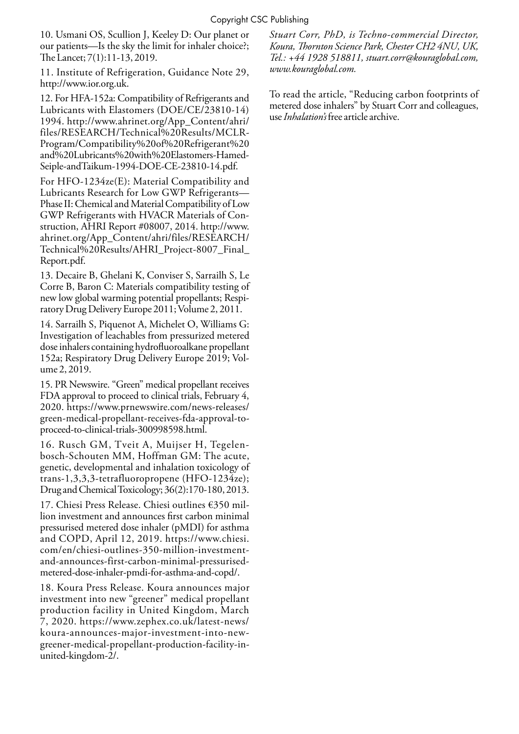10. Usmani OS, Scullion J, Keeley D: Our planet or our patients—Is the sky the limit for inhaler choice?; The Lancet; 7(1):11-13, 2019.

11. Institute of Refrigeration, Guidance Note 29, http://www.ior.org.uk.

12. For HFA-152a: Compatibility of Refrigerants and Lubricants with Elastomers (DOE/CE/23810-14) 1994. http://www.ahrinet.org/App_Content/ahri/files/RESEARCH/Technical%20Results/MCLR-Program/Compatibility%20of%20Refrigerant%20and%20Lubricants%20with%20Elastomers-Hamed-Seiple-andTaikum-1994-DOE-CE-23810-14.pdf.

For HFO-1234ze(E): Material Compatibility and Lubricants Research for Low GWP Refrigerants—Phase II: Chemical and Material Compatibility of Low GWP Refrigerants with HVACR Materials of Construction, AHRI Report #08007, 2014. http://www.ahrinet.org/App_Content/ahri/files/RESEARCH/Technical%20Results/AHRI_Project-8007_Final_Report.pdf.

13. Decaire B, Ghelani K, Conviser S, Sarrailh S, Le Corre B, Baron C: Materials compatibility testing of new low global warming potential propellants; Respiratory Drug Delivery Europe 2011; Volume 2, 2011.

14. Sarrailh S, Piquenot A, Michelet O, Williams G: Investigation of leachables from pressurized metered dose inhalers containing hydrofluoroalkane propellant 152a; Respiratory Drug Delivery Europe 2019; Volume 2, 2019.

15. PR Newswire. "Green" medical propellant receives FDA approval to proceed to clinical trials, February 4, 2020. https://www.prnewswire.com/news-releases/green-medical-propellant-receives-fda-approval-to-proceed-to-clinical-trials-300998598.html.

16. Rusch GM, Tveit A, Muijser H, Tegelenbosch-Schouten MM, Hoffman GM: The acute, genetic, developmental and inhalation toxicology of trans-1,3,3,3-tetrafluoropropene (HFO-1234ze); Drug and Chemical Toxicology; 36(2):170-180, 2013.

17. Chiesi Press Release. Chiesi outlines €350 million investment and announces first carbon minimal pressurised metered dose inhaler (pMDI) for asthma and COPD, April 12, 2019. https://www.chiesi.com/en/chiesi-outlines-350-million-investment-and-announces-first-carbon-minimal-pressurised-metered-dose-inhaler-pmdi-for-asthma-and-copd/.

18. Koura Press Release. Koura announces major investment into new "greener" medical propellant production facility in United Kingdom, March 7, 2020. https://www.zephex.co.uk/latest-news/koura-announces-major-investment-into-new-greener-medical-propellant-production-facility-in-united-kingdom-2/.

*Stuart Corr, PhD, is Techno-commercial Director, Koura, Thornton Science Park, Chester CH2 4NU, UK, Tel.: +44 1928 518811, stuart.corr@kouraglobal.com, www.kouraglobal.com.*

To read the article, "Reducing carbon footprints of metered dose inhalers" by Stuart Corr and colleagues, use *Inhalation's* free article archive.